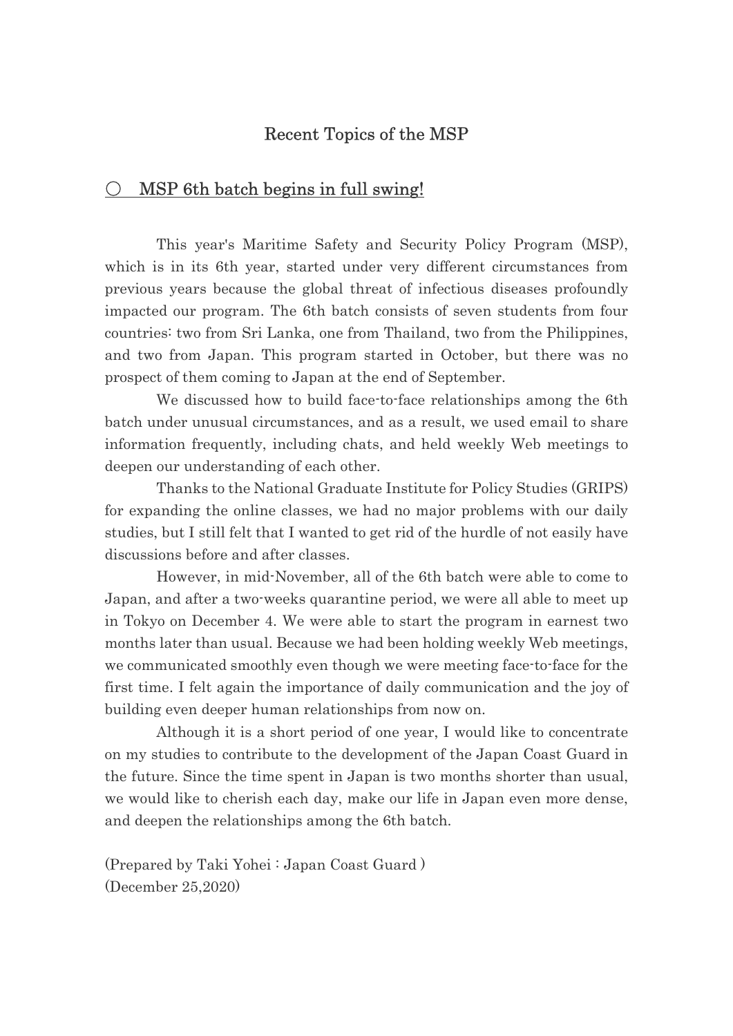# Recent Topics of the MSP

## ○ MSP 6th batch begins in full swing!

This year's Maritime Safety and Security Policy Program (MSP), which is in its 6th year, started under very different circumstances from previous years because the global threat of infectious diseases profoundly impacted our program. The 6th batch consists of seven students from four countries: two from Sri Lanka, one from Thailand, two from the Philippines, and two from Japan. This program started in October, but there was no prospect of them coming to Japan at the end of September.

We discussed how to build face-to-face relationships among the 6th batch under unusual circumstances, and as a result, we used email to share information frequently, including chats, and held weekly Web meetings to deepen our understanding of each other.

Thanks to the National Graduate Institute for Policy Studies (GRIPS) for expanding the online classes, we had no major problems with our daily studies, but I still felt that I wanted to get rid of the hurdle of not easily have discussions before and after classes.

However, in mid-November, all of the 6th batch were able to come to Japan, and after a two-weeks quarantine period, we were all able to meet up in Tokyo on December 4. We were able to start the program in earnest two months later than usual. Because we had been holding weekly Web meetings, we communicated smoothly even though we were meeting face-to-face for the first time. I felt again the importance of daily communication and the joy of building even deeper human relationships from now on.

Although it is a short period of one year, I would like to concentrate on my studies to contribute to the development of the Japan Coast Guard in the future. Since the time spent in Japan is two months shorter than usual, we would like to cherish each day, make our life in Japan even more dense, and deepen the relationships among the 6th batch.

(Prepared by Taki Yohei : Japan Coast Guard )
(December 25,2020)